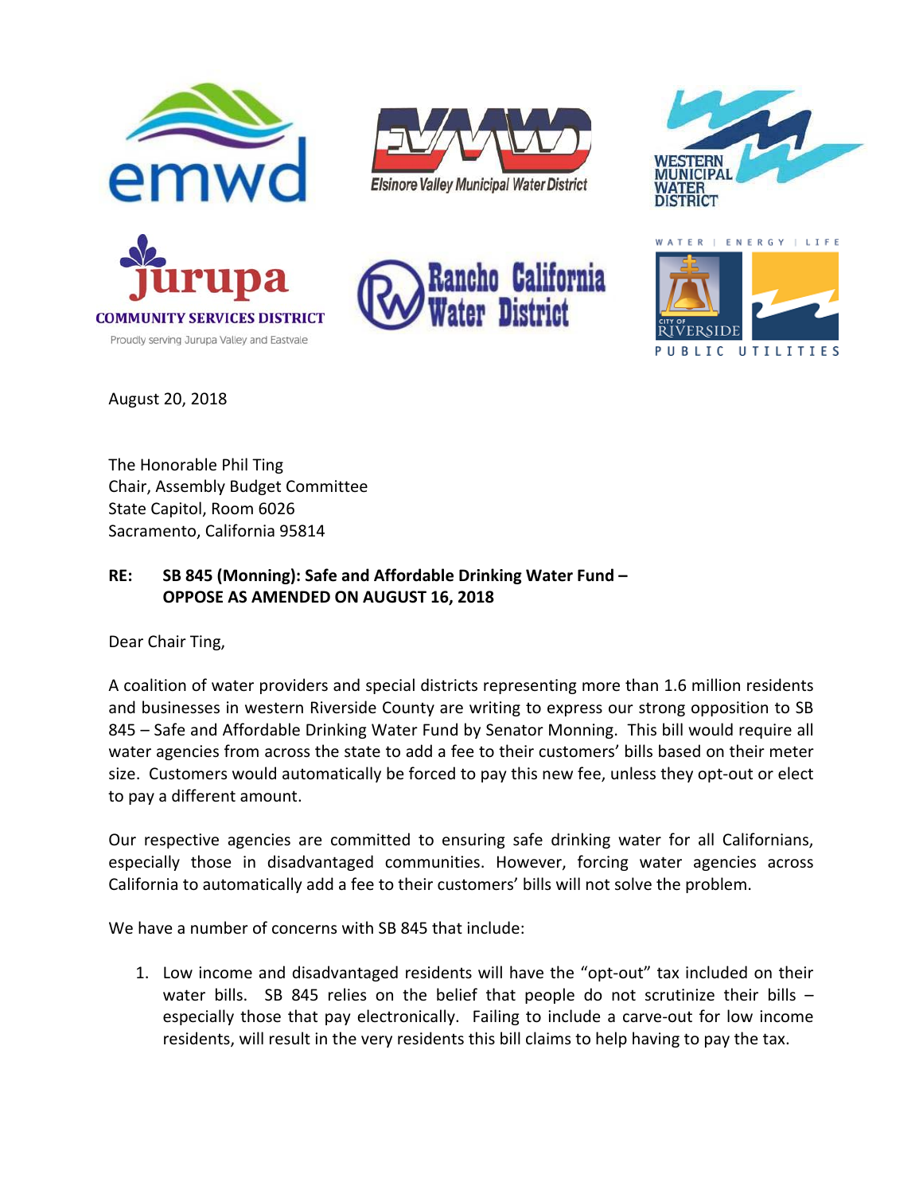emwd

Elsinore Valley Municipal Water District

WESTERN MUNICIPAL WATER DISTRICT

Jurupa COMMUNITY SERVICES DISTRICT
Proudly serving Jurupa Valley and Eastvale

Rancho California Water District

WATER | ENERGY | LIFE
CITY OF RIVERSIDE
PUBLIC UTILITIES

August 20, 2018

The Honorable Phil Ting
Chair, Assembly Budget Committee
State Capitol, Room 6026
Sacramento, California 95814

**RE: SB 845 (Monning): Safe and Affordable Drinking Water Fund – OPPOSE AS AMENDED ON AUGUST 16, 2018**

Dear Chair Ting,

A coalition of water providers and special districts representing more than 1.6 million residents and businesses in western Riverside County are writing to express our strong opposition to SB 845 – Safe and Affordable Drinking Water Fund by Senator Monning. This bill would require all water agencies from across the state to add a fee to their customers' bills based on their meter size. Customers would automatically be forced to pay this new fee, unless they opt-out or elect to pay a different amount.

Our respective agencies are committed to ensuring safe drinking water for all Californians, especially those in disadvantaged communities. However, forcing water agencies across California to automatically add a fee to their customers' bills will not solve the problem.

We have a number of concerns with SB 845 that include:

1. Low income and disadvantaged residents will have the "opt-out" tax included on their water bills. SB 845 relies on the belief that people do not scrutinize their bills – especially those that pay electronically. Failing to include a carve-out for low income residents, will result in the very residents this bill claims to help having to pay the tax.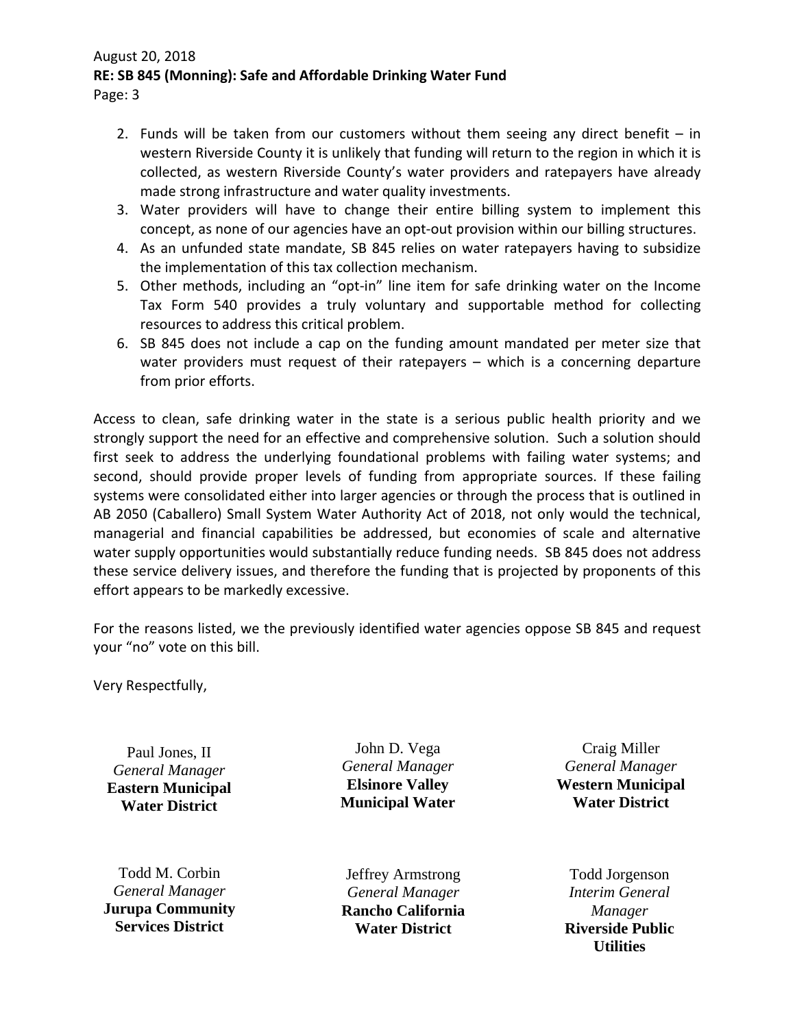2. Funds will be taken from our customers without them seeing any direct benefit – in western Riverside County it is unlikely that funding will return to the region in which it is collected, as western Riverside County's water providers and ratepayers have already made strong infrastructure and water quality investments.
3. Water providers will have to change their entire billing system to implement this concept, as none of our agencies have an opt-out provision within our billing structures.
4. As an unfunded state mandate, SB 845 relies on water ratepayers having to subsidize the implementation of this tax collection mechanism.
5. Other methods, including an "opt-in" line item for safe drinking water on the Income Tax Form 540 provides a truly voluntary and supportable method for collecting resources to address this critical problem.
6. SB 845 does not include a cap on the funding amount mandated per meter size that water providers must request of their ratepayers – which is a concerning departure from prior efforts.

Access to clean, safe drinking water in the state is a serious public health priority and we strongly support the need for an effective and comprehensive solution. Such a solution should first seek to address the underlying foundational problems with failing water systems; and second, should provide proper levels of funding from appropriate sources. If these failing systems were consolidated either into larger agencies or through the process that is outlined in AB 2050 (Caballero) Small System Water Authority Act of 2018, not only would the technical, managerial and financial capabilities be addressed, but economies of scale and alternative water supply opportunities would substantially reduce funding needs. SB 845 does not address these service delivery issues, and therefore the funding that is projected by proponents of this effort appears to be markedly excessive.

For the reasons listed, we the previously identified water agencies oppose SB 845 and request your "no" vote on this bill.

Very Respectfully,

Paul Jones, II
*General Manager*
**Eastern Municipal Water District**

John D. Vega
*General Manager*
**Elsinore Valley Municipal Water**

Craig Miller
*General Manager*
**Western Municipal Water District**

Todd M. Corbin
*General Manager*
**Jurupa Community Services District**

Jeffrey Armstrong
*General Manager*
**Rancho California Water District**

Todd Jorgenson
*Interim General Manager*
**Riverside Public Utilities**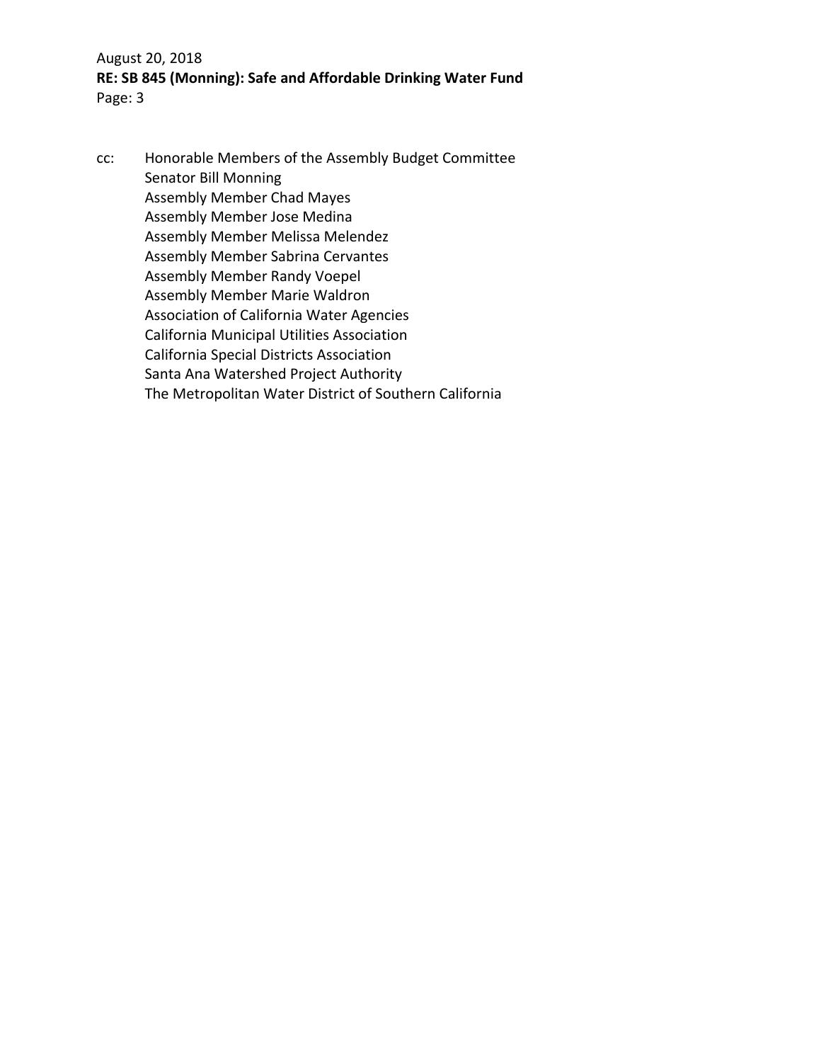cc: Honorable Members of the Assembly Budget Committee
Senator Bill Monning
Assembly Member Chad Mayes
Assembly Member Jose Medina
Assembly Member Melissa Melendez
Assembly Member Sabrina Cervantes
Assembly Member Randy Voepel
Assembly Member Marie Waldron
Association of California Water Agencies
California Municipal Utilities Association
California Special Districts Association
Santa Ana Watershed Project Authority
The Metropolitan Water District of Southern California